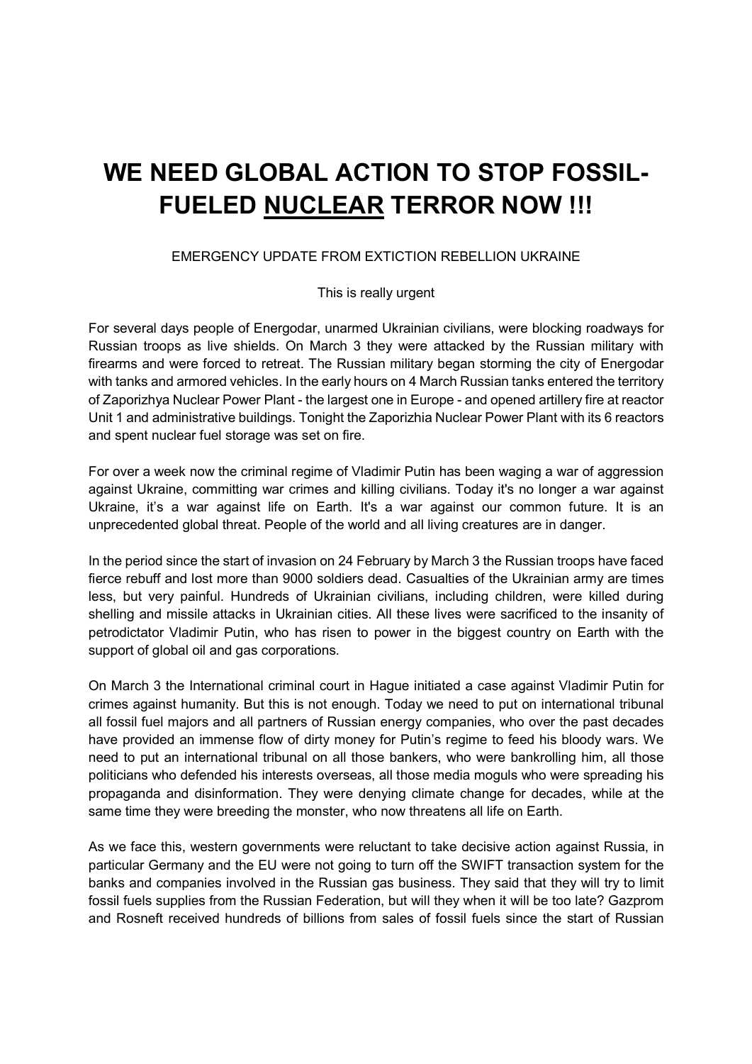# WE NEED GLOBAL ACTION TO STOP FOSSIL-FUELED <u>NUCLEAR</u> TERROR NOW !!!

EMERGENCY UPDATE FROM EXTICTION REBELLION UKRAINE

This is really urgent

For several days people of Energodar, unarmed Ukrainian civilians, were blocking roadways for Russian troops as live shields. On March 3 they were attacked by the Russian military with firearms and were forced to retreat. The Russian military began storming the city of Energodar with tanks and armored vehicles. In the early hours on 4 March Russian tanks entered the territory of Zaporizhya Nuclear Power Plant - the largest one in Europe - and opened artillery fire at reactor Unit 1 and administrative buildings. Tonight the Zaporizhia Nuclear Power Plant with its 6 reactors and spent nuclear fuel storage was set on fire.

For over a week now the criminal regime of Vladimir Putin has been waging a war of aggression against Ukraine, committing war crimes and killing civilians. Today it's no longer a war against Ukraine, it's a war against life on Earth. It's a war against our common future. It is an unprecedented global threat. People of the world and all living creatures are in danger.

In the period since the start of invasion on 24 February by March 3 the Russian troops have faced fierce rebuff and lost more than 9000 soldiers dead. Casualties of the Ukrainian army are times less, but very painful. Hundreds of Ukrainian civilians, including children, were killed during shelling and missile attacks in Ukrainian cities. All these lives were sacrificed to the insanity of petrodictator Vladimir Putin, who has risen to power in the biggest country on Earth with the support of global oil and gas corporations.

On March 3 the International criminal court in Hague initiated a case against Vladimir Putin for crimes against humanity. But this is not enough. Today we need to put on international tribunal all fossil fuel majors and all partners of Russian energy companies, who over the past decades have provided an immense flow of dirty money for Putin's regime to feed his bloody wars. We need to put an international tribunal on all those bankers, who were bankrolling him, all those politicians who defended his interests overseas, all those media moguls who were spreading his propaganda and disinformation. They were denying climate change for decades, while at the same time they were breeding the monster, who now threatens all life on Earth.

As we face this, western governments were reluctant to take decisive action against Russia, in particular Germany and the EU were not going to turn off the SWIFT transaction system for the banks and companies involved in the Russian gas business. They said that they will try to limit fossil fuels supplies from the Russian Federation, but will they when it will be too late? Gazprom and Rosneft received hundreds of billions from sales of fossil fuels since the start of Russian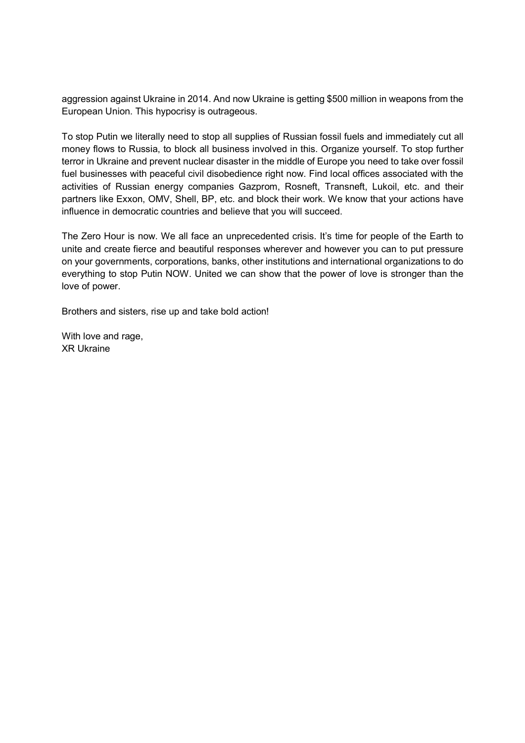aggression against Ukraine in 2014. And now Ukraine is getting $500 million in weapons from the European Union. This hypocrisy is outrageous.

To stop Putin we literally need to stop all supplies of Russian fossil fuels and immediately cut all money flows to Russia, to block all business involved in this. Organize yourself. To stop further terror in Ukraine and prevent nuclear disaster in the middle of Europe you need to take over fossil fuel businesses with peaceful civil disobedience right now. Find local offices associated with the activities of Russian energy companies Gazprom, Rosneft, Transneft, Lukoil, etc. and their partners like Exxon, OMV, Shell, BP, etc. and block their work. We know that your actions have influence in democratic countries and believe that you will succeed.

The Zero Hour is now. We all face an unprecedented crisis. It's time for people of the Earth to unite and create fierce and beautiful responses wherever and however you can to put pressure on your governments, corporations, banks, other institutions and international organizations to do everything to stop Putin NOW. United we can show that the power of love is stronger than the love of power.

Brothers and sisters, rise up and take bold action!

With love and rage,
XR Ukraine